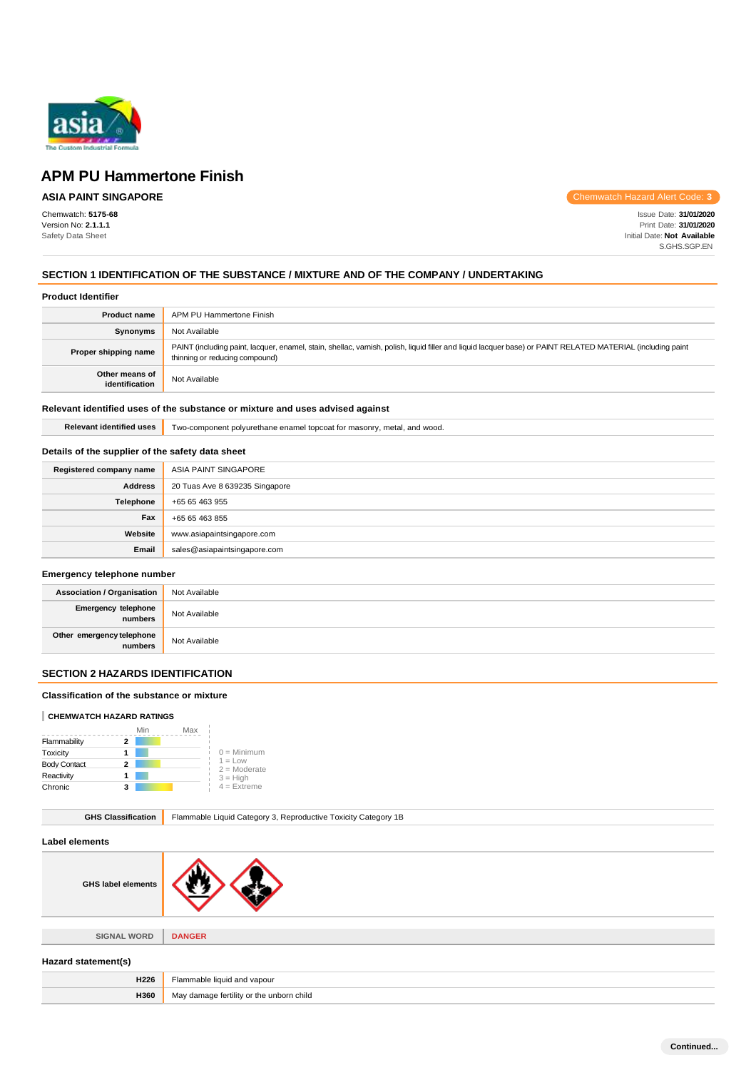# APM PU Hammertone Finish

**ASIA PAINT SINGAPORE**

Chemwatch Hazard Alert Code: **3**

Chemwatch: **5175-68**
Version No: **2.1.1.1**
Safety Data Sheet

Issue Date: **31/01/2020**
Print Date: **31/01/2020**
Initial Date: **Not Available**
S.GHS.SGP.EN

## SECTION 1 IDENTIFICATION OF THE SUBSTANCE / MIXTURE AND OF THE COMPANY / UNDERTAKING

### Product Identifier

| | |
|---|---|
| **Product name** | APM PU Hammertone Finish |
| **Synonyms** | Not Available |
| **Proper shipping name** | PAINT (including paint, lacquer, enamel, stain, shellac, varnish, polish, liquid filler and liquid lacquer base) or PAINT RELATED MATERIAL (including paint thinning or reducing compound) |
| **Other means of identification** | Not Available |

### Relevant identified uses of the substance or mixture and uses advised against

| | |
|---|---|
| **Relevant identified uses** | Two-component polyurethane enamel topcoat for masonry, metal, and wood. |

### Details of the supplier of the safety data sheet

| | |
|---|---|
| **Registered company name** | ASIA PAINT SINGAPORE |
| **Address** | 20 Tuas Ave 8 639235 Singapore |
| **Telephone** | +65 65 463 955 |
| **Fax** | +65 65 463 855 |
| **Website** | www.asiapaintsingapore.com |
| **Email** | sales@asiapaintsingapore.com |

### Emergency telephone number

| | |
|---|---|
| **Association / Organisation** | Not Available |
| **Emergency telephone numbers** | Not Available |
| **Other emergency telephone numbers** | Not Available |

## SECTION 2 HAZARDS IDENTIFICATION

### Classification of the substance or mixture

**CHEMWATCH HAZARD RATINGS**

| | Rating |
|---|---|
| Flammability | 2 |
| Toxicity | 1 |
| Body Contact | 2 |
| Reactivity | 1 |
| Chronic | 3 |

0 = Minimum
1 = Low
2 = Moderate
3 = High
4 = Extreme

| | |
|---|---|
| **GHS Classification** | Flammable Liquid Category 3, Reproductive Toxicity Category 1B |

### Label elements

| | |
|---|---|
| **GHS label elements** | |
| **SIGNAL WORD** | **DANGER** |

### Hazard statement(s)

| | |
|---|---|
| **H226** | Flammable liquid and vapour |
| **H360** | May damage fertility or the unborn child |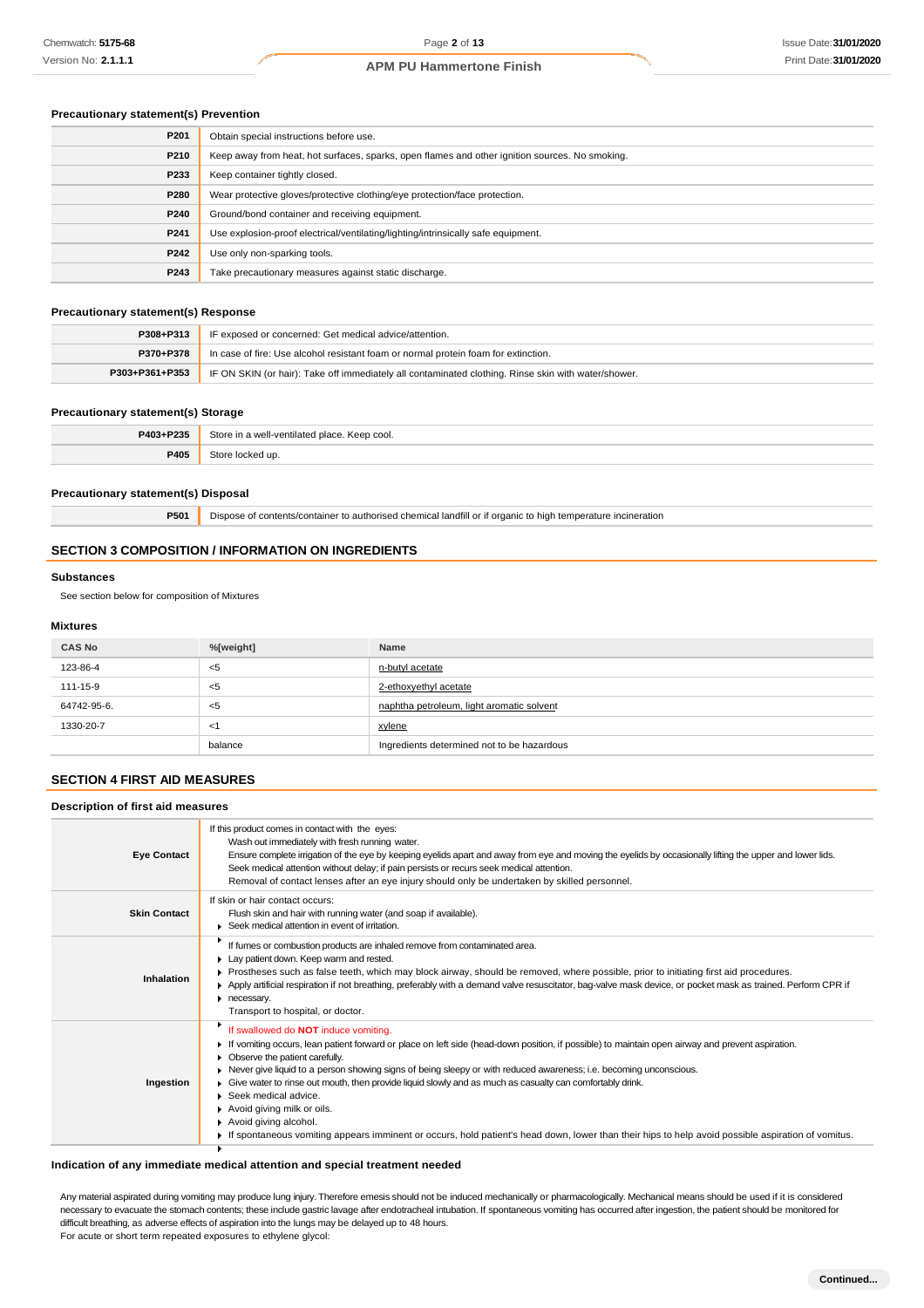### Precautionary statement(s) Prevention

| | |
|---|---|
| P201 | Obtain special instructions before use. |
| P210 | Keep away from heat, hot surfaces, sparks, open flames and other ignition sources. No smoking. |
| P233 | Keep container tightly closed. |
| P280 | Wear protective gloves/protective clothing/eye protection/face protection. |
| P240 | Ground/bond container and receiving equipment. |
| P241 | Use explosion-proof electrical/ventilating/lighting/intrinsically safe equipment. |
| P242 | Use only non-sparking tools. |
| P243 | Take precautionary measures against static discharge. |

### Precautionary statement(s) Response

| | |
|---|---|
| P308+P313 | IF exposed or concerned: Get medical advice/attention. |
| P370+P378 | In case of fire: Use alcohol resistant foam or normal protein foam for extinction. |
| P303+P361+P353 | IF ON SKIN (or hair): Take off immediately all contaminated clothing. Rinse skin with water/shower. |

### Precautionary statement(s) Storage

| | |
|---|---|
| P403+P235 | Store in a well-ventilated place. Keep cool. |
| P405 | Store locked up. |

### Precautionary statement(s) Disposal

| | |
|---|---|
| P501 | Dispose of contents/container to authorised chemical landfill or if organic to high temperature incineration |

## SECTION 3 COMPOSITION / INFORMATION ON INGREDIENTS

### Substances

See section below for composition of Mixtures

### Mixtures

| CAS No | %[weight] | Name |
|---|---|---|
| 123-86-4 | <5 | n-butyl acetate |
| 111-15-9 | <5 | 2-ethoxyethyl acetate |
| 64742-95-6. | <5 | naphtha petroleum, light aromatic solvent |
| 1330-20-7 | <1 | xylene |
| | balance | Ingredients determined not to be hazardous |

## SECTION 4 FIRST AID MEASURES

### Description of first aid measures

| | |
|---|---|
| Eye Contact | If this product comes in contact with the eyes: Wash out immediately with fresh running water. Ensure complete irrigation of the eye by keeping eyelids apart and away from eye and moving the eyelids by occasionally lifting the upper and lower lids. Seek medical attention without delay; if pain persists or recurs seek medical attention. Removal of contact lenses after an eye injury should only be undertaken by skilled personnel. |
| Skin Contact | If skin or hair contact occurs: Flush skin and hair with running water (and soap if available). ▸ Seek medical attention in event of irritation. |
| Inhalation | ▸ If fumes or combustion products are inhaled remove from contaminated area. ▸ Lay patient down. Keep warm and rested. ▸ Prostheses such as false teeth, which may block airway, should be removed, where possible, prior to initiating first aid procedures. ▸ Apply artificial respiration if not breathing, preferably with a demand valve resuscitator, bag-valve mask device, or pocket mask as trained. Perform CPR if necessary. ▸ Transport to hospital, or doctor. |
| Ingestion | ▸ If swallowed do **NOT** induce vomiting. ▸ If vomiting occurs, lean patient forward or place on left side (head-down position, if possible) to maintain open airway and prevent aspiration. ▸ Observe the patient carefully. ▸ Never give liquid to a person showing signs of being sleepy or with reduced awareness; i.e. becoming unconscious. ▸ Give water to rinse out mouth, then provide liquid slowly and as much as casualty can comfortably drink. ▸ Seek medical advice. ▸ Avoid giving milk or oils. ▸ Avoid giving alcohol. ▸ If spontaneous vomiting appears imminent or occurs, hold patient's head down, lower than their hips to help avoid possible aspiration of vomitus. |

### Indication of any immediate medical attention and special treatment needed

Any material aspirated during vomiting may produce lung injury. Therefore emesis should not be induced mechanically or pharmacologically. Mechanical means should be used if it is considered necessary to evacuate the stomach contents; these include gastric lavage after endotracheal intubation. If spontaneous vomiting has occurred after ingestion, the patient should be monitored for difficult breathing, as adverse effects of aspiration into the lungs may be delayed up to 48 hours.
For acute or short term repeated exposures to ethylene glycol: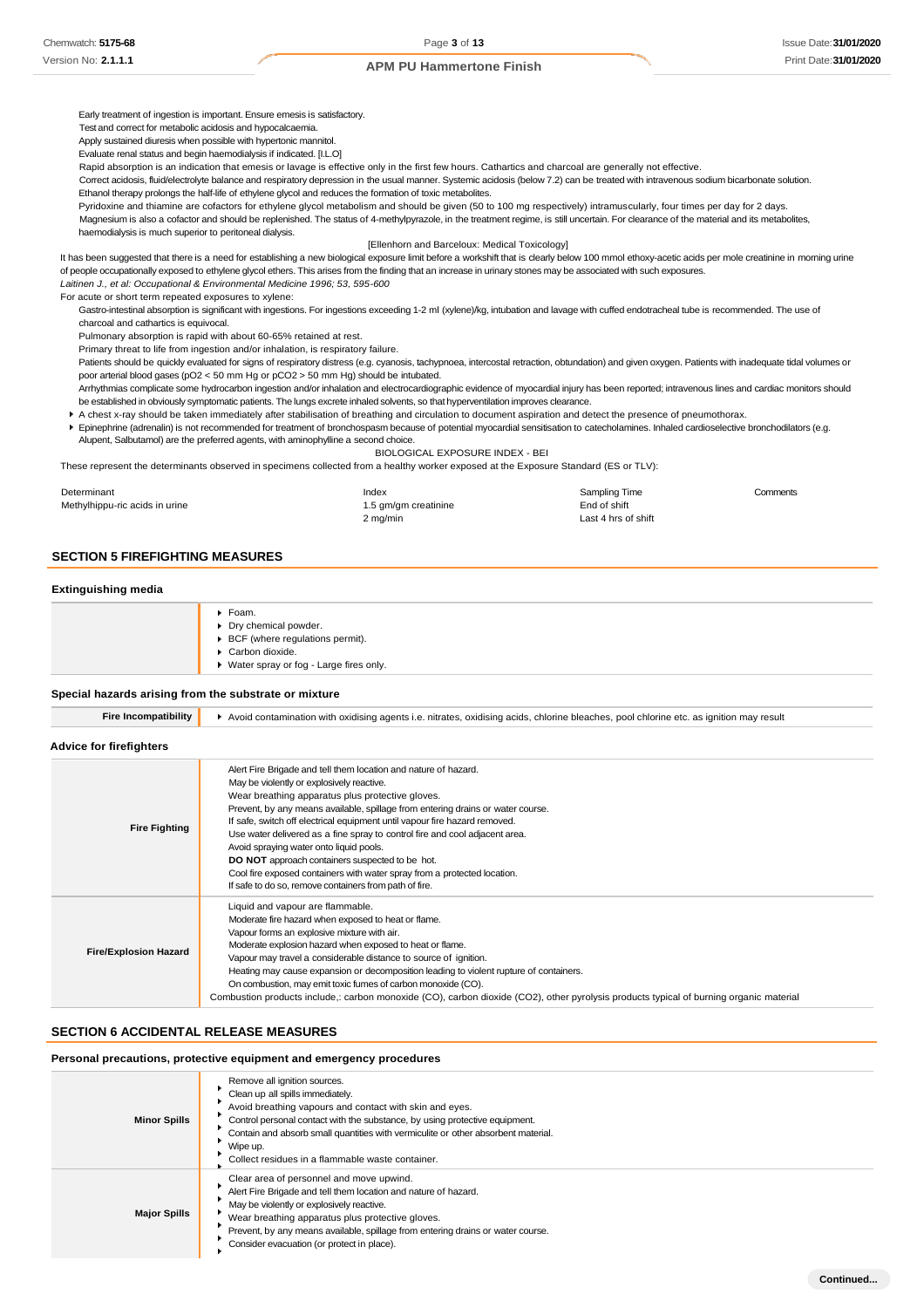Early treatment of ingestion is important. Ensure emesis is satisfactory.
Test and correct for metabolic acidosis and hypocalcaemia.
Apply sustained diuresis when possible with hypertonic mannitol.
Evaluate renal status and begin haemodialysis if indicated. [I.L.O]
Rapid absorption is an indication that emesis or lavage is effective only in the first few hours. Cathartics and charcoal are generally not effective.
Correct acidosis, fluid/electrolyte balance and respiratory depression in the usual manner. Systemic acidosis (below 7.2) can be treated with intravenous sodium bicarbonate solution.
Ethanol therapy prolongs the half-life of ethylene glycol and reduces the formation of toxic metabolites.
Pyridoxine and thiamine are cofactors for ethylene glycol metabolism and should be given (50 to 100 mg respectively) intramuscularly, four times per day for 2 days.
Magnesium is also a cofactor and should be replenished. The status of 4-methylpyrazole, in the treatment regime, is still uncertain. For clearance of the material and its metabolites, haemodialysis is much superior to peritoneal dialysis.

[Ellenhorn and Barceloux: Medical Toxicology]

It has been suggested that there is a need for establishing a new biological exposure limit before a workshift that is clearly below 100 mmol ethoxy-acetic acids per mole creatinine in morning urine of people occupationally exposed to ethylene glycol ethers. This arises from the finding that an increase in urinary stones may be associated with such exposures.
*Laitinen J., et al: Occupational & Environmental Medicine 1996; 53, 595-600*

For acute or short term repeated exposures to xylene:

Gastro-intestinal absorption is significant with ingestions. For ingestions exceeding 1-2 ml (xylene)/kg, intubation and lavage with cuffed endotracheal tube is recommended. The use of charcoal and cathartics is equivocal.
Pulmonary absorption is rapid with about 60-65% retained at rest.
Primary threat to life from ingestion and/or inhalation, is respiratory failure.
Patients should be quickly evaluated for signs of respiratory distress (e.g. cyanosis, tachypnoea, intercostal retraction, obtundation) and given oxygen. Patients with inadequate tidal volumes or poor arterial blood gases ($pO_2$ < 50 mm Hg or $pCO_2$ > 50 mm Hg) should be intubated.
Arrhythmias complicate some hydrocarbon ingestion and/or inhalation and electrocardiographic evidence of myocardial injury has been reported; intravenous lines and cardiac monitors should be established in obviously symptomatic patients. The lungs excrete inhaled solvents, so that hyperventilation improves clearance.

- A chest x-ray should be taken immediately after stabilisation of breathing and circulation to document aspiration and detect the presence of pneumothorax.
- Epinephrine (adrenalin) is not recommended for treatment of bronchospasm because of potential myocardial sensitisation to catecholamines. Inhaled cardioselective bronchodilators (e.g. Alupent, Salbutamol) are the preferred agents, with aminophylline a second choice.

BIOLOGICAL EXPOSURE INDEX - BEI

These represent the determinants observed in specimens collected from a healthy worker exposed at the Exposure Standard (ES or TLV):

| Determinant | Index | Sampling Time | Comments |
|---|---|---|---|
| Methylhippu-ric acids in urine | 1.5 gm/gm creatinine | End of shift | |
| | 2 mg/min | Last 4 hrs of shift | |

## SECTION 5 FIREFIGHTING MEASURES

### Extinguishing media

- Foam.
- Dry chemical powder.
- BCF (where regulations permit).
- Carbon dioxide.
- Water spray or fog - Large fires only.

### Special hazards arising from the substrate or mixture

| | |
|---|---|
| **Fire Incompatibility** | Avoid contamination with oxidising agents i.e. nitrates, oxidising acids, chlorine bleaches, pool chlorine etc. as ignition may result |

### Advice for firefighters

| | |
|---|---|
| **Fire Fighting** | Alert Fire Brigade and tell them location and nature of hazard.<br>May be violently or explosively reactive.<br>Wear breathing apparatus plus protective gloves.<br>Prevent, by any means available, spillage from entering drains or water course.<br>If safe, switch off electrical equipment until vapour fire hazard removed.<br>Use water delivered as a fine spray to control fire and cool adjacent area.<br>Avoid spraying water onto liquid pools.<br>**DO NOT** approach containers suspected to be hot.<br>Cool fire exposed containers with water spray from a protected location.<br>If safe to do so, remove containers from path of fire. |
| **Fire/Explosion Hazard** | Liquid and vapour are flammable.<br>Moderate fire hazard when exposed to heat or flame.<br>Vapour forms an explosive mixture with air.<br>Moderate explosion hazard when exposed to heat or flame.<br>Vapour may travel a considerable distance to source of ignition.<br>Heating may cause expansion or decomposition leading to violent rupture of containers.<br>On combustion, may emit toxic fumes of carbon monoxide (CO).<br>Combustion products include,: carbon monoxide (CO), carbon dioxide ($CO_2$), other pyrolysis products typical of burning organic material |

## SECTION 6 ACCIDENTAL RELEASE MEASURES

### Personal precautions, protective equipment and emergency procedures

| | |
|---|---|
| **Minor Spills** | Remove all ignition sources.<br>Clean up all spills immediately.<br>Avoid breathing vapours and contact with skin and eyes.<br>Control personal contact with the substance, by using protective equipment.<br>Contain and absorb small quantities with vermiculite or other absorbent material.<br>Wipe up.<br>Collect residues in a flammable waste container. |
| **Major Spills** | Clear area of personnel and move upwind.<br>Alert Fire Brigade and tell them location and nature of hazard.<br>May be violently or explosively reactive.<br>Wear breathing apparatus plus protective gloves.<br>Prevent, by any means available, spillage from entering drains or water course.<br>Consider evacuation (or protect in place). |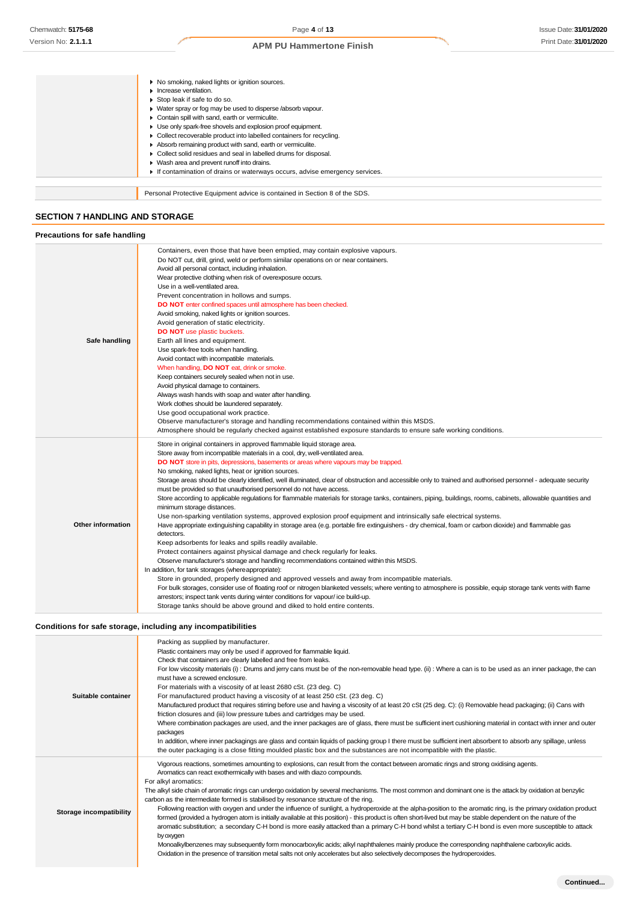|  |  |
|---|---|
|  | - No smoking, naked lights or ignition sources.<br>- Increase ventilation.<br>- Stop leak if safe to do so.<br>- Water spray or fog may be used to disperse /absorb vapour.<br>- Contain spill with sand, earth or vermiculite.<br>- Use only spark-free shovels and explosion proof equipment.<br>- Collect recoverable product into labelled containers for recycling.<br>- Absorb remaining product with sand, earth or vermiculite.<br>- Collect solid residues and seal in labelled drums for disposal.<br>- Wash area and prevent runoff into drains.<br>- If contamination of drains or waterways occurs, advise emergency services. |

|  |  |
|---|---|
|  | Personal Protective Equipment advice is contained in Section 8 of the SDS. |

## SECTION 7 HANDLING AND STORAGE

### Precautions for safe handling

|  |  |
|---|---|
| **Safe handling** | Containers, even those that have been emptied, may contain explosive vapours.<br>Do NOT cut, drill, grind, weld or perform similar operations on or near containers.<br>Avoid all personal contact, including inhalation.<br>Wear protective clothing when risk of overexposure occurs.<br>Use in a well-ventilated area.<br>Prevent concentration in hollows and sumps.<br>**DO NOT** enter confined spaces until atmosphere has been checked.<br>Avoid smoking, naked lights or ignition sources.<br>Avoid generation of static electricity.<br>**DO NOT** use plastic buckets.<br>Earth all lines and equipment.<br>Use spark-free tools when handling.<br>Avoid contact with incompatible materials.<br>When handling, **DO NOT** eat, drink or smoke.<br>Keep containers securely sealed when not in use.<br>Avoid physical damage to containers.<br>Always wash hands with soap and water after handling.<br>Work clothes should be laundered separately.<br>Use good occupational work practice.<br>Observe manufacturer's storage and handling recommendations contained within this MSDS.<br>Atmosphere should be regularly checked against established exposure standards to ensure safe working conditions. |
| **Other information** | Store in original containers in approved flammable liquid storage area.<br>Store away from incompatible materials in a cool, dry, well-ventilated area.<br>**DO NOT** store in pits, depressions, basements or areas where vapours may be trapped.<br>No smoking, naked lights, heat or ignition sources.<br>Storage areas should be clearly identified, well illuminated, clear of obstruction and accessible only to trained and authorised personnel - adequate security must be provided so that unauthorised personnel do not have access.<br>Store according to applicable regulations for flammable materials for storage tanks, containers, piping, buildings, rooms, cabinets, allowable quantities and minimum storage distances.<br>Use non-sparking ventilation systems, approved explosion proof equipment and intrinsically safe electrical systems.<br>Have appropriate extinguishing capability in storage area (e.g. portable fire extinguishers - dry chemical, foam or carbon dioxide) and flammable gas detectors.<br>Keep adsorbents for leaks and spills readily available.<br>Protect containers against physical damage and check regularly for leaks.<br>Observe manufacturer's storage and handling recommendations contained within this MSDS.<br>In addition, for tank storages (where appropriate):<br>Store in grounded, properly designed and approved vessels and away from incompatible materials.<br>For bulk storages, consider use of floating roof or nitrogen blanketed vessels; where venting to atmosphere is possible, equip storage tank vents with flame arrestors; inspect tank vents during winter conditions for vapour/ ice build-up.<br>Storage tanks should be above ground and diked to hold entire contents. |

### Conditions for safe storage, including any incompatibilities

|  |  |
|---|---|
| **Suitable container** | Packing as supplied by manufacturer.<br>Plastic containers may only be used if approved for flammable liquid.<br>Check that containers are clearly labelled and free from leaks.<br>For low viscosity materials (i) : Drums and jerry cans must be of the non-removable head type. (ii) : Where a can is to be used as an inner package, the can must have a screwed enclosure.<br>For materials with a viscosity of at least 2680 cSt. (23 deg. C)<br>For manufactured product having a viscosity of at least 250 cSt. (23 deg. C)<br>Manufactured product that requires stirring before use and having a viscosity of at least 20 cSt (25 deg. C): (i) Removable head packaging; (ii) Cans with friction closures and (iii) low pressure tubes and cartridges may be used.<br>Where combination packages are used, and the inner packages are of glass, there must be sufficient inert cushioning material in contact with inner and outer packages<br>In addition, where inner packagings are glass and contain liquids of packing group I there must be sufficient inert absorbent to absorb any spillage, unless the outer packaging is a close fitting moulded plastic box and the substances are not incompatible with the plastic. |
| **Storage incompatibility** | Vigorous reactions, sometimes amounting to explosions, can result from the contact between aromatic rings and strong oxidising agents.<br>Aromatics can react exothermically with bases and with diazo compounds.<br>For alkyl aromatics:<br>The alkyl side chain of aromatic rings can undergo oxidation by several mechanisms. The most common and dominant one is the attack by oxidation at benzylic carbon as the intermediate formed is stabilised by resonance structure of the ring.<br>Following reaction with oxygen and under the influence of sunlight, a hydroperoxide at the alpha-position to the aromatic ring, is the primary oxidation product formed (provided a hydrogen atom is initially available at this position) - this product is often short-lived but may be stable dependent on the nature of the aromatic substitution; a secondary C-H bond is more easily attacked than a primary C-H bond whilst a tertiary C-H bond is even more susceptible to attack by oxygen<br>Monoalkylbenzenes may subsequently form monocarboxylic acids; alkyl naphthalenes mainly produce the corresponding naphthalene carboxylic acids.<br>Oxidation in the presence of transition metal salts not only accelerates but also selectively decomposes the hydroperoxides. |

Continued...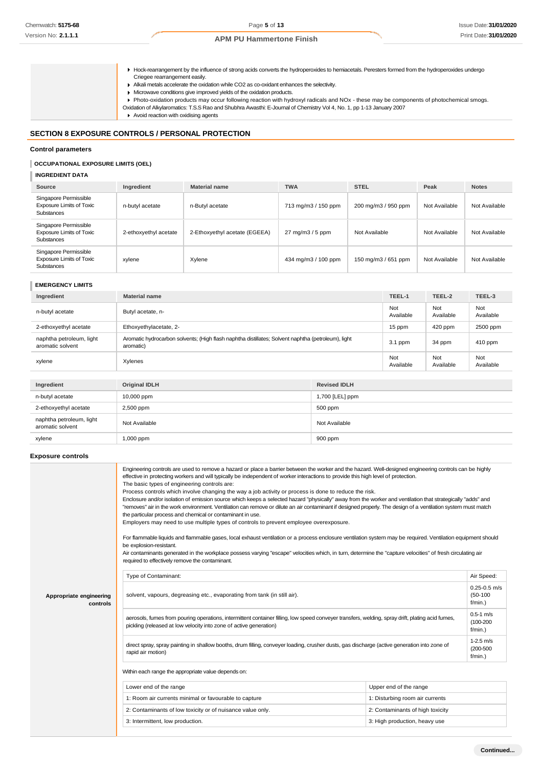- Hock-rearrangement by the influence of strong acids converts the hydroperoxides to hemiacetals. Peresters formed from the hydroperoxides undergo Criegee rearrangement easily.
- Alkali metals accelerate the oxidation while $CO_2$ as co-oxidant enhances the selectivity.
- Microwave conditions give improved yields of the oxidation products.
- Photo-oxidation products may occur following reaction with hydroxyl radicals and NOx - these may be components of photochemical smogs.

Oxidation of Alkylaromatics: T.S.S Rao and Shubhra Awasthi: E-Journal of Chemistry Vol 4, No. 1, pp 1-13 January 2007

- Avoid reaction with oxidising agents

## SECTION 8 EXPOSURE CONTROLS / PERSONAL PROTECTION

### Control parameters

#### OCCUPATIONAL EXPOSURE LIMITS (OEL)

##### INGREDIENT DATA

| Source | Ingredient | Material name | TWA | STEL | Peak | Notes |
|---|---|---|---|---|---|---|
| Singapore Permissible Exposure Limits of Toxic Substances | n-butyl acetate | n-Butyl acetate | 713 mg/m3 / 150 ppm | 200 mg/m3 / 950 ppm | Not Available | Not Available |
| Singapore Permissible Exposure Limits of Toxic Substances | 2-ethoxyethyl acetate | 2-Ethoxyethyl acetate (EGEEA) | 27 mg/m3 / 5 ppm | Not Available | Not Available | Not Available |
| Singapore Permissible Exposure Limits of Toxic Substances | xylene | Xylene | 434 mg/m3 / 100 ppm | 150 mg/m3 / 651 ppm | Not Available | Not Available |

##### EMERGENCY LIMITS

| Ingredient | Material name | TEEL-1 | TEEL-2 | TEEL-3 |
|---|---|---|---|---|
| n-butyl acetate | Butyl acetate, n- | Not Available | Not Available | Not Available |
| 2-ethoxyethyl acetate | Ethoxyethylacetate, 2- | 15 ppm | 420 ppm | 2500 ppm |
| naphtha petroleum, light aromatic solvent | Aromatic hydrocarbon solvents; (High flash naphtha distillates; Solvent naphtha (petroleum), light aromatic) | 3.1 ppm | 34 ppm | 410 ppm |
| xylene | Xylenes | Not Available | Not Available | Not Available |

| Ingredient | Original IDLH | Revised IDLH |
|---|---|---|
| n-butyl acetate | 10,000 ppm | 1,700 [LEL] ppm |
| 2-ethoxyethyl acetate | 2,500 ppm | 500 ppm |
| naphtha petroleum, light aromatic solvent | Not Available | Not Available |
| xylene | 1,000 ppm | 900 ppm |

### Exposure controls

**Appropriate engineering controls**

Engineering controls are used to remove a hazard or place a barrier between the worker and the hazard. Well-designed engineering controls can be highly effective in protecting workers and will typically be independent of worker interactions to provide this high level of protection.
The basic types of engineering controls are:
Process controls which involve changing the way a job activity or process is done to reduce the risk.
Enclosure and/or isolation of emission source which keeps a selected hazard "physically" away from the worker and ventilation that strategically "adds" and "removes" air in the work environment. Ventilation can remove or dilute an air contaminant if designed properly. The design of a ventilation system must match the particular process and chemical or contaminant in use.
Employers may need to use multiple types of controls to prevent employee overexposure.

For flammable liquids and flammable gases, local exhaust ventilation or a process enclosure ventilation system may be required. Ventilation equipment should be explosion-resistant.
Air contaminants generated in the workplace possess varying "escape" velocities which, in turn, determine the "capture velocities" of fresh circulating air required to effectively remove the contaminant.

| Type of Contaminant: | Air Speed: |
|---|---|
| solvent, vapours, degreasing etc., evaporating from tank (in still air). | 0.25-0.5 m/s (50-100 f/min.) |
| aerosols, fumes from pouring operations, intermittent container filling, low speed conveyer transfers, welding, spray drift, plating acid fumes, pickling (released at low velocity into zone of active generation) | 0.5-1 m/s (100-200 f/min.) |
| direct spray, spray painting in shallow booths, drum filling, conveyer loading, crusher dusts, gas discharge (active generation into zone of rapid air motion) | 1-2.5 m/s (200-500 f/min.) |

Within each range the appropriate value depends on:

| Lower end of the range | Upper end of the range |
|---|---|
| 1: Room air currents minimal or favourable to capture | 1: Disturbing room air currents |
| 2: Contaminants of low toxicity or of nuisance value only. | 2: Contaminants of high toxicity |
| 3: Intermittent, low production. | 3: High production, heavy use |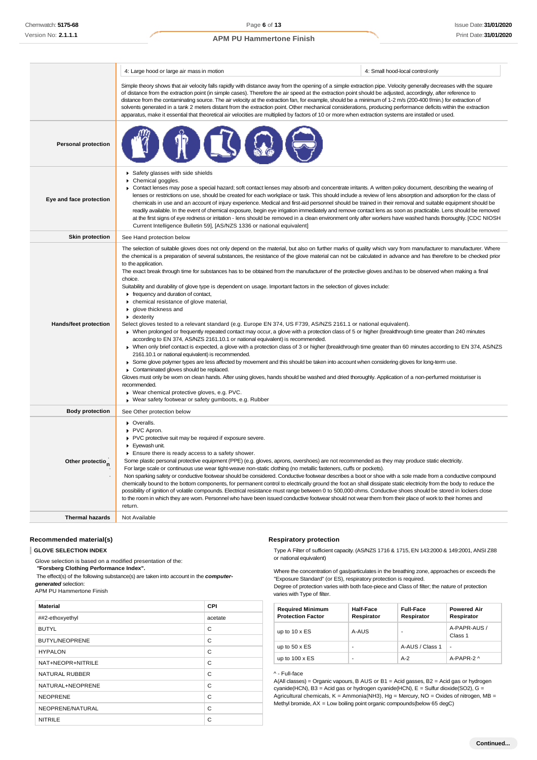| | |
|---|---|
| | 4: Large hood or large air mass in motion / 4: Small hood-local control only<br><br>Simple theory shows that air velocity falls rapidly with distance away from the opening of a simple extraction pipe. Velocity generally decreases with the square of distance from the extraction point (in simple cases). Therefore the air speed at the extraction point should be adjusted, accordingly, after reference to distance from the contaminating source. The air velocity at the extraction fan, for example, should be a minimum of 1-2 m/s (200-400 f/min.) for extraction of solvents generated in a tank 2 meters distant from the extraction point. Other mechanical considerations, producing performance deficits within the extraction apparatus, make it essential that theoretical air velocities are multiplied by factors of 10 or more when extraction systems are installed or used. |
| **Personal protection** | |
| **Eye and face protection** | ▸ Safety glasses with side shields<br>▸ Chemical goggles.<br>▸ Contact lenses may pose a special hazard; soft contact lenses may absorb and concentrate irritants. A written policy document, describing the wearing of lenses or restrictions on use, should be created for each workplace or task. This should include a review of lens absorption and adsorption for the class of chemicals in use and an account of injury experience. Medical and first-aid personnel should be trained in their removal and suitable equipment should be readily available. In the event of chemical exposure, begin eye irrigation immediately and remove contact lens as soon as practicable. Lens should be removed at the first signs of eye redness or irritation - lens should be removed in a clean environment only after workers have washed hands thoroughly. [CDC NIOSH Current Intelligence Bulletin 59], [AS/NZS 1336 or national equivalent] |
| **Skin protection** | See Hand protection below |
| **Hands/feet protection** | The selection of suitable gloves does not only depend on the material, but also on further marks of quality which vary from manufacturer to manufacturer. Where the chemical is a preparation of several substances, the resistance of the glove material can not be calculated in advance and has therefore to be checked prior to the application.<br>The exact break through time for substances has to be obtained from the manufacturer of the protective gloves and.has to be observed when making a final choice.<br>Suitability and durability of glove type is dependent on usage. Important factors in the selection of gloves include:<br>▸ frequency and duration of contact,<br>▸ chemical resistance of glove material,<br>▸ glove thickness and<br>▸ dexterity<br>Select gloves tested to a relevant standard (e.g. Europe EN 374, US F739, AS/NZS 2161.1 or national equivalent).<br>▸ When prolonged or frequently repeated contact may occur, a glove with a protection class of 5 or higher (breakthrough time greater than 240 minutes according to EN 374, AS/NZS 2161.10.1 or national equivalent) is recommended.<br>▸ When only brief contact is expected, a glove with a protection class of 3 or higher (breakthrough time greater than 60 minutes according to EN 374, AS/NZS 2161.10.1 or national equivalent) is recommended.<br>▸ Some glove polymer types are less affected by movement and this should be taken into account when considering gloves for long-term use.<br>▸ Contaminated gloves should be replaced.<br>Gloves must only be worn on clean hands. After using gloves, hands should be washed and dried thoroughly. Application of a non-perfumed moisturiser is recommended.<br>▸ Wear chemical protective gloves, e.g. PVC.<br>▸ Wear safety footwear or safety gumboots, e.g. Rubber |
| **Body protection** | See Other protection below |
| **Other protection** | ▸ Overalls.<br>▸ PVC Apron.<br>▸ PVC protective suit may be required if exposure severe.<br>▸ Eyewash unit.<br>▸ Ensure there is ready access to a safety shower.<br>Some plastic personal protective equipment (PPE) (e.g. gloves, aprons, overshoes) are not recommended as they may produce static electricity.<br>For large scale or continuous use wear tight-weave non-static clothing (no metallic fasteners, cuffs or pockets).<br>Non sparking safety or conductive footwear should be considered. Conductive footwear describes a boot or shoe with a sole made from a conductive compound chemically bound to the bottom components, for permanent control to electrically ground the foot an shall dissipate static electricity from the body to reduce the possibility of ignition of volatile compounds. Electrical resistance must range between 0 to 500,000 ohms. Conductive shoes should be stored in lockers close to the room in which they are worn. Personnel who have been issued conductive footwear should not wear them from their place of work to their homes and return. |
| **Thermal hazards** | Not Available |

### Recommended material(s)

**GLOVE SELECTION INDEX**

Glove selection is based on a modified presentation of the:
**"Forsberg Clothing Performance Index".**
The effect(s) of the following substance(s) are taken into account in the ***computer-generated*** selection:
APM PU Hammertone Finish

| Material | CPI |
|---|---|
| ##2-ethoxyethyl | acetate |
| BUTYL | C |
| BUTYL/NEOPRENE | C |
| HYPALON | C |
| NAT+NEOPR+NITRILE | C |
| NATURAL RUBBER | C |
| NATURAL+NEOPRENE | C |
| NEOPRENE | C |
| NEOPRENE/NATURAL | C |
| NITRILE | C |

### Respiratory protection

Type A Filter of sufficient capacity. (AS/NZS 1716 & 1715, EN 143:2000 & 149:2001, ANSI Z88 or national equivalent)

Where the concentration of gas/particulates in the breathing zone, approaches or exceeds the "Exposure Standard" (or ES), respiratory protection is required.
Degree of protection varies with both face-piece and Class of filter; the nature of protection varies with Type of filter.

| Required Minimum Protection Factor | Half-Face Respirator | Full-Face Respirator | Powered Air Respirator |
|---|---|---|---|
| up to 10 x ES | A-AUS | - | A-PAPR-AUS / Class 1 |
| up to 50 x ES | - | A-AUS / Class 1 | - |
| up to 100 x ES | - | A-2 | A-PAPR-2 ^ |

^ - Full-face

A(All classes) = Organic vapours, B AUS or B1 = Acid gasses, B2 = Acid gas or hydrogen cyanide(HCN), B3 = Acid gas or hydrogen cyanide(HCN), E = Sulfur dioxide($SO_2$), G = Agricultural chemicals, K = Ammonia($NH_3$), Hg = Mercury, NO = Oxides of nitrogen, MB = Methyl bromide, AX = Low boiling point organic compounds(below 65 degC)

Continued...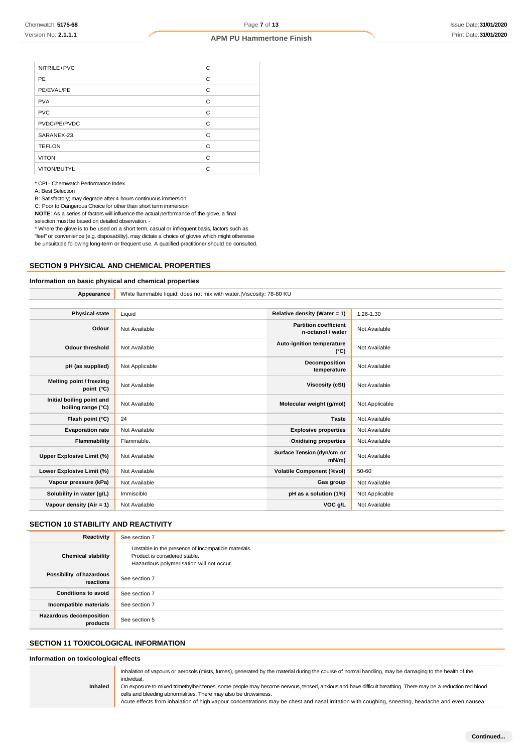| | |
|---|---|
| NITRILE+PVC | C |
| PE | C |
| PE/EVAL/PE | C |
| PVA | C |
| PVC | C |
| PVDC/PE/PVDC | C |
| SARANEX-23 | C |
| TEFLON | C |
| VITON | C |
| VITON/BUTYL | C |

* CPI - Chemwatch Performance Index

A: Best Selection

B: Satisfactory; may degrade after 4 hours continuous immersion

C: Poor to Dangerous Choice for other than short term immersion

**NOTE**: As a series of factors will influence the actual performance of the glove, a final selection must be based on detailed observation. -

* Where the glove is to be used on a short term, casual or infrequent basis, factors such as "feel" or convenience (e.g. disposability), may dictate a choice of gloves which might otherwise be unsuitable following long-term or frequent use. A qualified practitioner should be consulted.

## SECTION 9 PHYSICAL AND CHEMICAL PROPERTIES

### Information on basic physical and chemical properties

| | |
|---|---|
| **Appearance** | White flammable liquid; does not mix with water.\|Viscosity: 78-80 KU |

| | | | |
|---|---|---|---|
| **Physical state** | Liquid | **Relative density (Water = 1)** | 1.26-1.30 |
| **Odour** | Not Available | **Partition coefficient n-octanol / water** | Not Available |
| **Odour threshold** | Not Available | **Auto-ignition temperature (°C)** | Not Available |
| **pH (as supplied)** | Not Applicable | **Decomposition temperature** | Not Available |
| **Melting point / freezing point (°C)** | Not Available | **Viscosity (cSt)** | Not Available |
| **Initial boiling point and boiling range (°C)** | Not Available | **Molecular weight (g/mol)** | Not Applicable |
| **Flash point (°C)** | 24 | **Taste** | Not Available |
| **Evaporation rate** | Not Available | **Explosive properties** | Not Available |
| **Flammability** | Flammable. | **Oxidising properties** | Not Available |
| **Upper Explosive Limit (%)** | Not Available | **Surface Tension (dyn/cm or mN/m)** | Not Available |
| **Lower Explosive Limit (%)** | Not Available | **Volatile Component (%vol)** | 50-60 |
| **Vapour pressure (kPa)** | Not Available | **Gas group** | Not Available |
| **Solubility in water (g/L)** | Immiscible | **pH as a solution (1%)** | Not Applicable |
| **Vapour density (Air = 1)** | Not Available | **VOC g/L** | Not Available |

## SECTION 10 STABILITY AND REACTIVITY

| | |
|---|---|
| **Reactivity** | See section 7 |
| **Chemical stability** | Unstable in the presence of incompatible materials.<br>Product is considered stable.<br>Hazardous polymerisation will not occur. |
| **Possibility of hazardous reactions** | See section 7 |
| **Conditions to avoid** | See section 7 |
| **Incompatible materials** | See section 7 |
| **Hazardous decomposition products** | See section 5 |

## SECTION 11 TOXICOLOGICAL INFORMATION

### Information on toxicological effects

| | |
|---|---|
| **Inhaled** | Inhalation of vapours or aerosols (mists, fumes), generated by the material during the course of normal handling, may be damaging to the health of the individual.<br>On exposure to mixed trimethylbenzenes, some people may become nervous, tensed, anxious and have difficult breathing. There may be a reduction red blood cells and bleeding abnormalities. There may also be drowsiness.<br>Acute effects from inhalation of high vapour concentrations may be chest and nasal irritation with coughing, sneezing, headache and even nausea. |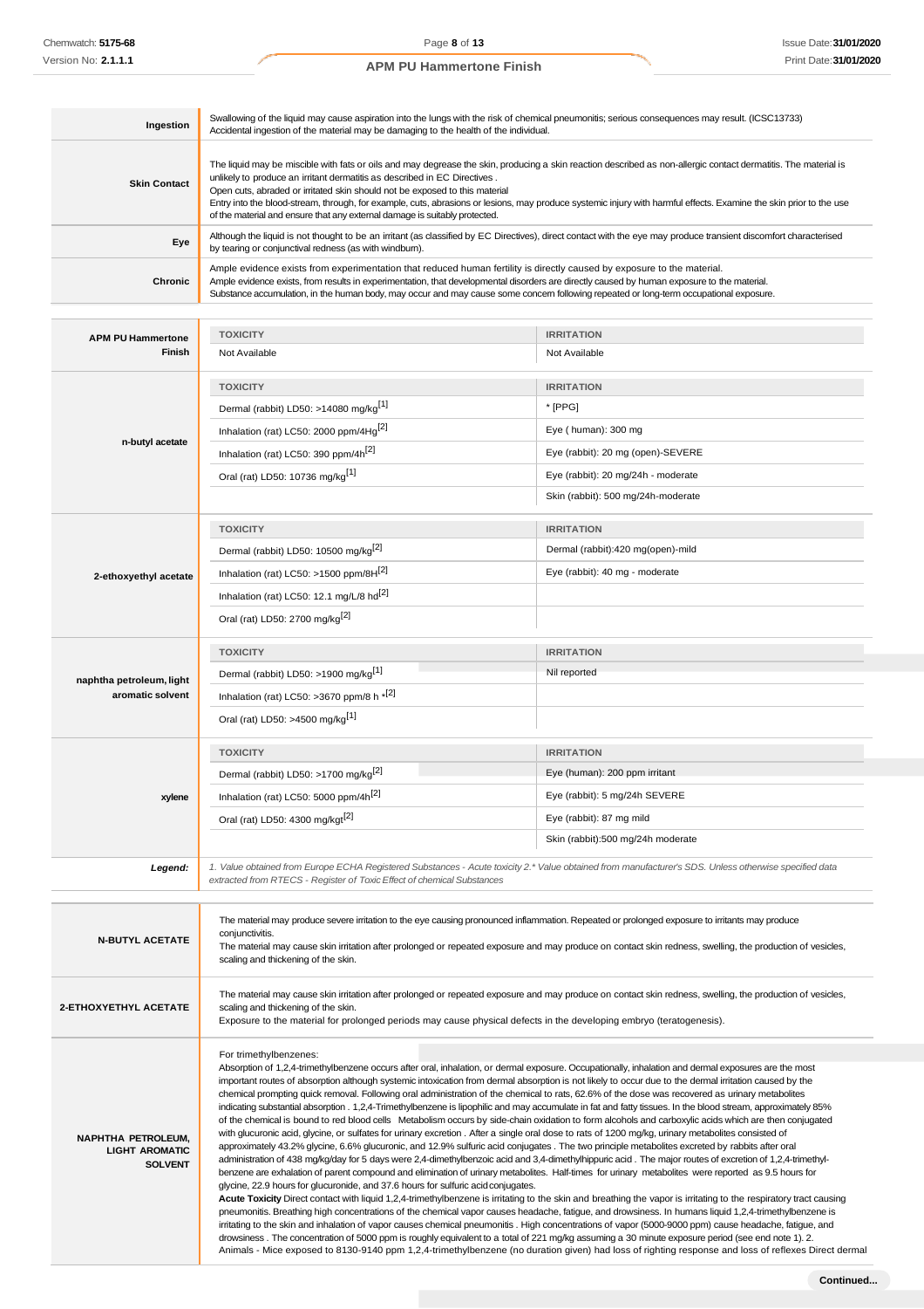| | |
|---|---|
| **Ingestion** | Swallowing of the liquid may cause aspiration into the lungs with the risk of chemical pneumonitis; serious consequences may result. (ICSC13733)<br>Accidental ingestion of the material may be damaging to the health of the individual. |
| **Skin Contact** | The liquid may be miscible with fats or oils and may degrease the skin, producing a skin reaction described as non-allergic contact dermatitis. The material is unlikely to produce an irritant dermatitis as described in EC Directives .<br>Open cuts, abraded or irritated skin should not be exposed to this material<br>Entry into the blood-stream, through, for example, cuts, abrasions or lesions, may produce systemic injury with harmful effects. Examine the skin prior to the use of the material and ensure that any external damage is suitably protected. |
| **Eye** | Although the liquid is not thought to be an irritant (as classified by EC Directives), direct contact with the eye may produce transient discomfort characterised by tearing or conjunctival redness (as with windburn). |
| **Chronic** | Ample evidence exists from experimentation that reduced human fertility is directly caused by exposure to the material.<br>Ample evidence exists, from results in experimentation, that developmental disorders are directly caused by human exposure to the material.<br>Substance accumulation, in the human body, may occur and may cause some concern following repeated or long-term occupational exposure. |

| | TOXICITY | IRRITATION |
|---|---|---|
| **APM PU Hammertone Finish** | Not Available | Not Available |
| **n-butyl acetate** | Dermal (rabbit) LD50: >14080 mg/kg[1] | * [PPG] |
| | Inhalation (rat) LC50: 2000 ppm/4Hg[2] | Eye ( human): 300 mg |
| | Inhalation (rat) LC50: 390 ppm/4h[2] | Eye (rabbit): 20 mg (open)-SEVERE |
| | Oral (rat) LD50: 10736 mg/kg[1] | Eye (rabbit): 20 mg/24h - moderate |
| | | Skin (rabbit): 500 mg/24h-moderate |
| **2-ethoxyethyl acetate** | Dermal (rabbit) LD50: 10500 mg/kg[2] | Dermal (rabbit):420 mg(open)-mild |
| | Inhalation (rat) LC50: >1500 ppm/8H[2] | Eye (rabbit): 40 mg - moderate |
| | Inhalation (rat) LC50: 12.1 mg/L/8 hd[2] | |
| | Oral (rat) LD50: 2700 mg/kg[2] | |
| **naphtha petroleum, light aromatic solvent** | Dermal (rabbit) LD50: >1900 mg/kg[1] | Nil reported |
| | Inhalation (rat) LC50: >3670 ppm/8 h *[2] | |
| | Oral (rat) LD50: >4500 mg/kg[1] | |
| **xylene** | Dermal (rabbit) LD50: >1700 mg/kg[2] | Eye (human): 200 ppm irritant |
| | Inhalation (rat) LC50: 5000 ppm/4h[2] | Eye (rabbit): 5 mg/24h SEVERE |
| | Oral (rat) LD50: 4300 mg/kgt[2] | Eye (rabbit): 87 mg mild |
| | | Skin (rabbit):500 mg/24h moderate |
| ***Legend:*** | *1. Value obtained from Europe ECHA Registered Substances - Acute toxicity 2.* Value obtained from manufacturer's SDS. Unless otherwise specified data extracted from RTECS - Register of Toxic Effect of chemical Substances* | |

| | |
|---|---|
| **N-BUTYL ACETATE** | The material may produce severe irritation to the eye causing pronounced inflammation. Repeated or prolonged exposure to irritants may produce conjunctivitis.<br>The material may cause skin irritation after prolonged or repeated exposure and may produce on contact skin redness, swelling, the production of vesicles, scaling and thickening of the skin. |
| **2-ETHOXYETHYL ACETATE** | The material may cause skin irritation after prolonged or repeated exposure and may produce on contact skin redness, swelling, the production of vesicles, scaling and thickening of the skin.<br>Exposure to the material for prolonged periods may cause physical defects in the developing embryo (teratogenesis). |
| **NAPHTHA PETROLEUM, LIGHT AROMATIC SOLVENT** | For trimethylbenzenes:<br>Absorption of 1,2,4-trimethylbenzene occurs after oral, inhalation, or dermal exposure. Occupationally, inhalation and dermal exposures are the most important routes of absorption although systemic intoxication from dermal absorption is not likely to occur due to the dermal irritation caused by the chemical prompting quick removal. Following oral administration of the chemical to rats, 62.6% of the dose was recovered as urinary metabolites indicating substantial absorption . 1,2,4-Trimethylbenzene is lipophilic and may accumulate in fat and fatty tissues. In the blood stream, approximately 85% of the chemical is bound to red blood cells Metabolism occurs by side-chain oxidation to form alcohols and carboxylic acids which are then conjugated with glucuronic acid, glycine, or sulfates for urinary excretion . After a single oral dose to rats of 1200 mg/kg, urinary metabolites consisted of approximately 43.2% glycine, 6.6% glucuronic, and 12.9% sulfuric acid conjugates . The two principle metabolites excreted by rabbits after oral administration of 438 mg/kg/day for 5 days were 2,4-dimethylbenzoic acid and 3,4-dimethylhippuric acid . The major routes of excretion of 1,2,4-trimethyl-benzene are exhalation of parent compound and elimination of urinary metabolites. Half-times for urinary metabolites were reported as 9.5 hours for glycine, 22.9 hours for glucuronide, and 37.6 hours for sulfuric acid conjugates.<br>**Acute Toxicity** Direct contact with liquid 1,2,4-trimethylbenzene is irritating to the skin and breathing the vapor is irritating to the respiratory tract causing pneumonitis. Breathing high concentrations of the chemical vapor causes headache, fatigue, and drowsiness. In humans liquid 1,2,4-trimethylbenzene is irritating to the skin and inhalation of vapor causes chemical pneumonitis . High concentrations of vapor (5000-9000 ppm) cause headache, fatigue, and drowsiness . The concentration of 5000 ppm is roughly equivalent to a total of 221 mg/kg assuming a 30 minute exposure period (see end note 1). 2.<br>Animals - Mice exposed to 8130-9140 ppm 1,2,4-trimethylbenzene (no duration given) had loss of righting response and loss of reflexes Direct dermal |

**Continued...**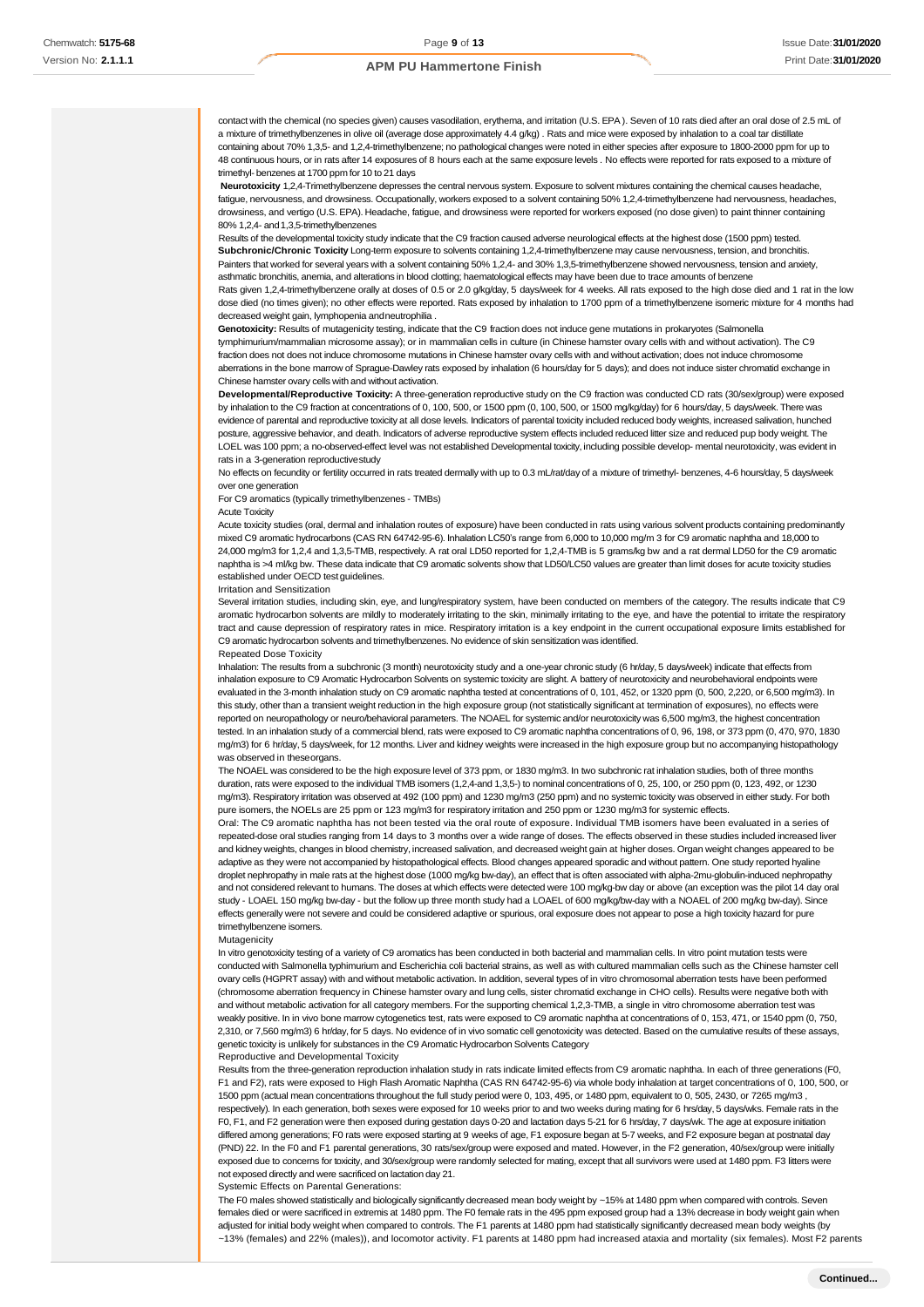contact with the chemical (no species given) causes vasodilation, erythema, and irritation (U.S. EPA). Seven of 10 rats died after an oral dose of 2.5 mL of a mixture of trimethylbenzenes in olive oil (average dose approximately 4.4 g/kg) . Rats and mice were exposed by inhalation to a coal tar distillate containing about 70% 1,3,5- and 1,2,4-trimethylbenzene; no pathological changes were noted in either species after exposure to 1800-2000 ppm for up to 48 continuous hours, or in rats after 14 exposures of 8 hours each at the same exposure levels . No effects were reported for rats exposed to a mixture of trimethyl- benzenes at 1700 ppm for 10 to 21 days

**Neurotoxicity** 1,2,4-Trimethylbenzene depresses the central nervous system. Exposure to solvent mixtures containing the chemical causes headache, fatigue, nervousness, and drowsiness. Occupationally, workers exposed to a solvent containing 50% 1,2,4-trimethylbenzene had nervousness, headaches, drowsiness, and vertigo (U.S. EPA). Headache, fatigue, and drowsiness were reported for workers exposed (no dose given) to paint thinner containing 80% 1,2,4- and 1,3,5-trimethylbenzenes

Results of the developmental toxicity study indicate that the C9 fraction caused adverse neurological effects at the highest dose (1500 ppm) tested.

**Subchronic/Chronic Toxicity** Long-term exposure to solvents containing 1,2,4-trimethylbenzene may cause nervousness, tension, and bronchitis. Painters that worked for several years with a solvent containing 50% 1,2,4- and 30% 1,3,5-trimethylbenzene showed nervousness, tension and anxiety, asthmatic bronchitis, anemia, and alterations in blood clotting; haematological effects may have been due to trace amounts of benzene

Rats given 1,2,4-trimethylbenzene orally at doses of 0.5 or 2.0 g/kg/day, 5 days/week for 4 weeks. All rats exposed to the high dose died and 1 rat in the low dose died (no times given); no other effects were reported. Rats exposed by inhalation to 1700 ppm of a trimethylbenzene isomeric mixture for 4 months had decreased weight gain, lymphopenia and neutrophilia .

**Genotoxicity:** Results of mutagenicity testing, indicate that the C9 fraction does not induce gene mutations in prokaryotes (Salmonella tymphimurium/mammalian microsome assay); or in mammalian cells in culture (in Chinese hamster ovary cells with and without activation). The C9 fraction does not does not induce chromosome mutations in Chinese hamster ovary cells with and without activation; does not induce chromosome aberrations in the bone marrow of Sprague-Dawley rats exposed by inhalation (6 hours/day for 5 days); and does not induce sister chromatid exchange in Chinese hamster ovary cells with and without activation.

**Developmental/Reproductive Toxicity:** A three-generation reproductive study on the C9 fraction was conducted CD rats (30/sex/group) were exposed by inhalation to the C9 fraction at concentrations of 0, 100, 500, or 1500 ppm (0, 100, 500, or 1500 mg/kg/day) for 6 hours/day, 5 days/week. There was evidence of parental and reproductive toxicity at all dose levels. Indicators of parental toxicity included reduced body weights, increased salivation, hunched posture, aggressive behavior, and death. Indicators of adverse reproductive system effects included reduced litter size and reduced pup body weight. The LOEL was 100 ppm; a no-observed-effect level was not established Developmental toxicity, including possible develop- mental neurotoxicity, was evident in rats in a 3-generation reproductive study

No effects on fecundity or fertility occurred in rats treated dermally with up to 0.3 mL/rat/day of a mixture of trimethyl- benzenes, 4-6 hours/day, 5 days/week over one generation

For C9 aromatics (typically trimethylbenzenes - TMBs)

Acute Toxicity

Acute toxicity studies (oral, dermal and inhalation routes of exposure) have been conducted in rats using various solvent products containing predominantly mixed C9 aromatic hydrocarbons (CAS RN 64742-95-6). Inhalation LC50's range from 6,000 to 10,000 mg/m 3 for C9 aromatic naphtha and 18,000 to 24,000 mg/m3 for 1,2,4 and 1,3,5-TMB, respectively. A rat oral LD50 reported for 1,2,4-TMB is 5 grams/kg bw and a rat dermal LD50 for the C9 aromatic naphtha is >4 ml/kg bw. These data indicate that C9 aromatic solvents show that LD50/LC50 values are greater than limit doses for acute toxicity studies established under OECD test guidelines.

Irritation and Sensitization

Several irritation studies, including skin, eye, and lung/respiratory system, have been conducted on members of the category. The results indicate that C9 aromatic hydrocarbon solvents are mildly to moderately irritating to the skin, minimally irritating to the eye, and have the potential to irritate the respiratory tract and cause depression of respiratory rates in mice. Respiratory irritation is a key endpoint in the current occupational exposure limits established for C9 aromatic hydrocarbon solvents and trimethylbenzenes. No evidence of skin sensitization was identified.

Repeated Dose Toxicity

Inhalation: The results from a subchronic (3 month) neurotoxicity study and a one-year chronic study (6 hr/day, 5 days/week) indicate that effects from inhalation exposure to C9 Aromatic Hydrocarbon Solvents on systemic toxicity are slight. A battery of neurotoxicity and neurobehavioral endpoints were evaluated in the 3-month inhalation study on C9 aromatic naphtha tested at concentrations of 0, 101, 452, or 1320 ppm (0, 500, 2,220, or 6,500 mg/m3). In this study, other than a transient weight reduction in the high exposure group (not statistically significant at termination of exposures), no effects were reported on neuropathology or neuro/behavioral parameters. The NOAEL for systemic and/or neurotoxicity was 6,500 mg/m3, the highest concentration tested. In an inhalation study of a commercial blend, rats were exposed to C9 aromatic naphtha concentrations of 0, 96, 198, or 373 ppm (0, 470, 970, 1830 mg/m3) for 6 hr/day, 5 days/week, for 12 months. Liver and kidney weights were increased in the high exposure group but no accompanying histopathology was observed in these organs.

The NOAEL was considered to be the high exposure level of 373 ppm, or 1830 mg/m3. In two subchronic rat inhalation studies, both of three months duration, rats were exposed to the individual TMB isomers (1,2,4-and 1,3,5-) to nominal concentrations of 0, 25, 100, or 250 ppm (0, 123, 492, or 1230 mg/m3). Respiratory irritation was observed at 492 (100 ppm) and 1230 mg/m3 (250 ppm) and no systemic toxicity was observed in either study. For both pure isomers, the NOELs are 25 ppm or 123 mg/m3 for respiratory irritation and 250 ppm or 1230 mg/m3 for systemic effects.

Oral: The C9 aromatic naphtha has not been tested via the oral route of exposure. Individual TMB isomers have been evaluated in a series of repeated-dose oral studies ranging from 14 days to 3 months over a wide range of doses. The effects observed in these studies included increased liver and kidney weights, changes in blood chemistry, increased salivation, and decreased weight gain at higher doses. Organ weight changes appeared to be adaptive as they were not accompanied by histopathological effects. Blood changes appeared sporadic and without pattern. One study reported hyaline droplet nephropathy in male rats at the highest dose (1000 mg/kg bw-day), an effect that is often associated with alpha-2mu-globulin-induced nephropathy and not considered relevant to humans. The doses at which effects were detected were 100 mg/kg-bw day or above (an exception was the pilot 14 day oral study - LOAEL 150 mg/kg bw-day - but the follow up three month study had a LOAEL of 600 mg/kg/bw-day with a NOAEL of 200 mg/kg bw-day). Since effects generally were not severe and could be considered adaptive or spurious, oral exposure does not appear to pose a high toxicity hazard for pure trimethylbenzene isomers.

Mutagenicity

In vitro genotoxicity testing of a variety of C9 aromatics has been conducted in both bacterial and mammalian cells. In vitro point mutation tests were conducted with Salmonella typhimurium and Escherichia coli bacterial strains, as well as with cultured mammalian cells such as the Chinese hamster cell ovary cells (HGPRT assay) with and without metabolic activation. In addition, several types of in vitro chromosomal aberration tests have been performed (chromosome aberration frequency in Chinese hamster ovary and lung cells, sister chromatid exchange in CHO cells). Results were negative both with and without metabolic activation for all category members. For the supporting chemical 1,2,3-TMB, a single in vitro chromosome aberration test was weakly positive. In in vivo bone marrow cytogenetics test, rats were exposed to C9 aromatic naphtha at concentrations of 0, 153, 471, or 1540 ppm (0, 750, 2,310, or 7,560 mg/m3) 6 hr/day, for 5 days. No evidence of in vivo somatic cell genotoxicity was detected. Based on the cumulative results of these assays, genetic toxicity is unlikely for substances in the C9 Aromatic Hydrocarbon Solvents Category

Reproductive and Developmental Toxicity

Results from the three-generation reproduction inhalation study in rats indicate limited effects from C9 aromatic naphtha. In each of three generations (F0, F1 and F2), rats were exposed to High Flash Aromatic Naphtha (CAS RN 64742-95-6) via whole body inhalation at target concentrations of 0, 100, 500, or 1500 ppm (actual mean concentrations throughout the full study period were 0, 103, 495, or 1480 ppm, equivalent to 0, 505, 2430, or 7265 mg/m3 , respectively). In each generation, both sexes were exposed for 10 weeks prior to and two weeks during mating for 6 hrs/day, 5 days/wks. Female rats in the F0, F1, and F2 generation were then exposed during gestation days 0-20 and lactation days 5-21 for 6 hrs/day, 7 days/wk. The age at exposure initiation differed among generations; F0 rats were exposed starting at 9 weeks of age, F1 exposure began at 5-7 weeks, and F2 exposure began at postnatal day (PND) 22. In the F0 and F1 parental generations, 30 rats/sex/group were exposed and mated. However, in the F2 generation, 40/sex/group were initially exposed due to concerns for toxicity, and 30/sex/group were randomly selected for mating, except that all survivors were used at 1480 ppm. F3 litters were not exposed directly and were sacrificed on lactation day 21.

Systemic Effects on Parental Generations:

The F0 males showed statistically and biologically significantly decreased mean body weight by ~15% at 1480 ppm when compared with controls. Seven females died or were sacrificed in extremis at 1480 ppm. The F0 female rats in the 495 ppm exposed group had a 13% decrease in body weight gain when adjusted for initial body weight when compared to controls. The F1 parents at 1480 ppm had statistically significantly decreased mean body weights (by ~13% (females) and 22% (males)), and locomotor activity. F1 parents at 1480 ppm had increased ataxia and mortality (six females). Most F2 parents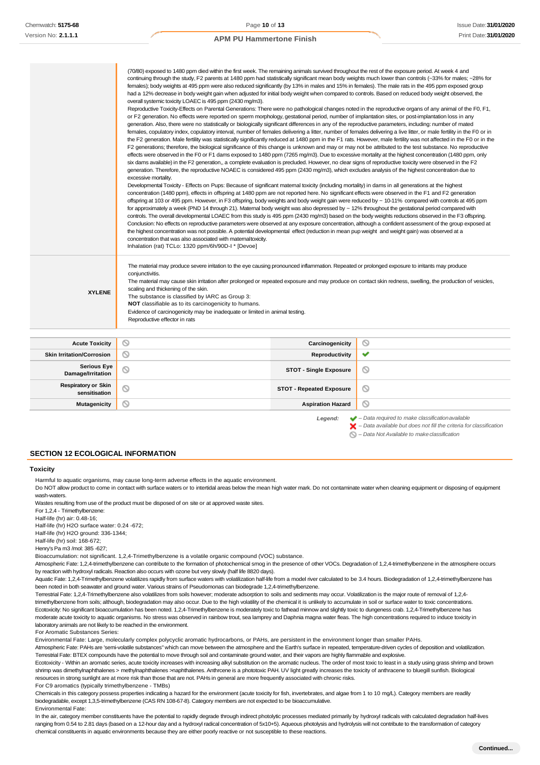| | |
|---|---|
| | (70/80) exposed to 1480 ppm died within the first week. The remaining animals survived throughout the rest of the exposure period. At week 4 and continuing through the study, F2 parents at 1480 ppm had statistically significant mean body weights much lower than controls (~33% for males; ~28% for females); body weights at 495 ppm were also reduced significantly (by 13% in males and 15% in females). The male rats in the 495 ppm exposed group had a 12% decrease in body weight gain when adjusted for initial body weight when compared to controls. Based on reduced body weight observed, the overall systemic toxicity LOAEC is 495 ppm (2430 mg/m3).<br>Reproductive Toxicity-Effects on Parental Generations: There were no pathological changes noted in the reproductive organs of any animal of the F0, F1, or F2 generation. No effects were reported on sperm morphology, gestational period, number of implantation sites, or post-implantation loss in any generation. Also, there were no statistically or biologically significant differences in any of the reproductive parameters, including: number of mated females, copulatory index, copulatory interval, number of females delivering a litter, number of females delivering a live litter, or male fertility in the F0 or in the F2 generation. Male fertility was statistically significantly reduced at 1480 ppm in the F1 rats. However, male fertility was not affected in the F0 or in the F2 generations; therefore, the biological significance of this change is unknown and may or may not be attributed to the test substance. No reproductive effects were observed in the F0 or F1 dams exposed to 1480 ppm (7265 mg/m3). Due to excessive mortality at the highest concentration (1480 ppm, only six dams available) in the F2 generation,, a complete evaluation is precluded. However, no clear signs of reproductive toxicity were observed in the F2 generation. Therefore, the reproductive NOAEC is considered 495 ppm (2430 mg/m3), which excludes analysis of the highest concentration due to excessive mortality.<br>Developmental Toxicity - Effects on Pups: Because of significant maternal toxicity (including mortality) in dams in all generations at the highest concentration (1480 ppm), effects in offspring at 1480 ppm are not reported here. No significant effects were observed in the F1 and F2 generation offspring at 103 or 495 ppm. However, in F3 offspring, body weights and body weight gain were reduced by ~ 10-11% compared with controls at 495 ppm for approximately a week (PND 14 through 21). Maternal body weight was also depressed by ~ 12% throughout the gestational period compared with controls. The overall developmental LOAEC from this study is 495 ppm (2430 mg/m3) based on the body weights reductions observed in the F3 offspring.<br>Conclusion: No effects on reproductive parameters were observed at any exposure concentration, although a confident assessment of the group exposed at the highest concentration was not possible. A potential developmental effect (reduction in mean pup weight and weight gain) was observed at a concentration that was also associated with maternaltoxicity.<br>Inhalation (rat) TCLo: 1320 ppm/6h/90D-I * [Devoe] |
| **XYLENE** | The material may produce severe irritation to the eye causing pronounced inflammation. Repeated or prolonged exposure to irritants may produce conjunctivitis.<br>The material may cause skin irritation after prolonged or repeated exposure and may produce on contact skin redness, swelling, the production of vesicles, scaling and thickening of the skin.<br>The substance is classified by IARC as Group 3:<br>**NOT** classifiable as to its carcinogenicity to humans.<br>Evidence of carcinogenicity may be inadequate or limited in animal testing.<br>Reproductive effector in rats |

| | | | |
|---|---|---|---|
| **Acute Toxicity** | ⦸ | **Carcinogenicity** | ⦸ |
| **Skin Irritation/Corrosion** | ⦸ | **Reproductivity** | ✔ |
| **Serious Eye Damage/Irritation** | ⦸ | **STOT - Single Exposure** | ⦸ |
| **Respiratory or Skin sensitisation** | ⦸ | **STOT - Repeated Exposure** | ⦸ |
| **Mutagenicity** | ⦸ | **Aspiration Hazard** | ⦸ |

*Legend:*
✔ *– Data required to make classification available*
✘ *– Data available but does not fill the criteria for classification*
⦸ *– Data Not Available to make classification*

## SECTION 12 ECOLOGICAL INFORMATION

### Toxicity

Harmful to aquatic organisms, may cause long-term adverse effects in the aquatic environment.
Do NOT allow product to come in contact with surface waters or to intertidal areas below the mean high water mark. Do not contaminate water when cleaning equipment or disposing of equipment wash-waters.
Wastes resulting from use of the product must be disposed of on site or at approved waste sites.
For 1,2,4 - Trimethylbenzene:
Half-life (hr) air: 0.48-16;
Half-life (hr) H2O surface water: 0.24 -672;
Half-life (hr) H2O ground: 336-1344;
Half-life (hr) soil: 168-672;
Henry's Pa m3 /mol: 385 -627;
Bioaccumulation: not significant. 1,2,4-Trimethylbenzene is a volatile organic compound (VOC) substance.
Atmospheric Fate: 1,2,4-trimethylbenzene can contribute to the formation of photochemical smog in the presence of other VOCs. Degradation of 1,2,4-trimethylbenzene in the atmosphere occurs by reaction with hydroxyl radicals. Reaction also occurs with ozone but very slowly (half life 8820 days).
Aquatic Fate: 1,2,4-Trimethylbenzene volatilizes rapidly from surface waters with volatilization half-life from a model river calculated to be 3.4 hours. Biodegradation of 1,2,4-trimethylbenzene has been noted in both seawater and ground water. Various strains of Pseudomonas can biodegrade 1,2,4-trimethylbenzene.
Terrestrial Fate: 1,2,4-Trimethylbenzene also volatilizes from soils however; moderate adsorption to soils and sediments may occur. Volatilization is the major route of removal of 1,2,4-trimethylbenzene from soils; although, biodegradation may also occur. Due to the high volatility of the chemical it is unlikely to accumulate in soil or surface water to toxic concentrations.
Ecotoxicity: No significant bioaccumulation has been noted. 1,2,4-Trimethylbenzene is moderately toxic to fathead minnow and slightly toxic to dungeness crab. 1,2,4-Trimethylbenzene has moderate acute toxicity to aquatic organisms. No stress was observed in rainbow trout, sea lamprey and Daphnia magna water fleas. The high concentrations required to induce toxicity in laboratory animals are not likely to be reached in the environment.
For Aromatic Substances Series:
Environmental Fate: Large, molecularly complex polycyclic aromatic hydrocarbons, or PAHs, are persistent in the environment longer than smaller PAHs.
Atmospheric Fate: PAHs are 'semi-volatile substances" which can move between the atmosphere and the Earth's surface in repeated, temperature-driven cycles of deposition and volatilization.
Terrestrial Fate: BTEX compounds have the potential to move through soil and contaminate ground water, and their vapors are highly flammable and explosive.
Ecotoxicity - Within an aromatic series, acute toxicity increases with increasing alkyl substitution on the aromatic nucleus. The order of most toxic to least in a study using grass shrimp and brown shrimp was dimethylnaphthalenes > methylnaphthalenes >naphthalenes. Anthrcene is a phototoxic PAH. UV light greatly increases the toxicity of anthracene to bluegill sunfish. Biological resources in strong sunlight are at more risk than those that are not. PAHs in general are more frequently associated with chronic risks.
For C9 aromatics (typically trimethylbenzene - TMBs)
Chemicals in this category possess properties indicating a hazard for the environment (acute toxicity for fish, invertebrates, and algae from 1 to 10 mg/L). Category members are readily biodegradable, except 1,3,5-trimethylbenzene (CAS RN 108-67-8). Category members are not expected to be bioaccumulative.
Environmental Fate:
In the air, category member constituents have the potential to rapidly degrade through indirect photolytic processes mediated primarily by hydroxyl radicals with calculated degradation half-lives ranging from 0.54 to 2.81 days (based on a 12-hour day and a hydroxyl radical concentration of 5x10+5). Aqueous photolysis and hydrolysis will not contribute to the transformation of category chemical constituents in aquatic environments because they are either poorly reactive or not susceptible to these reactions.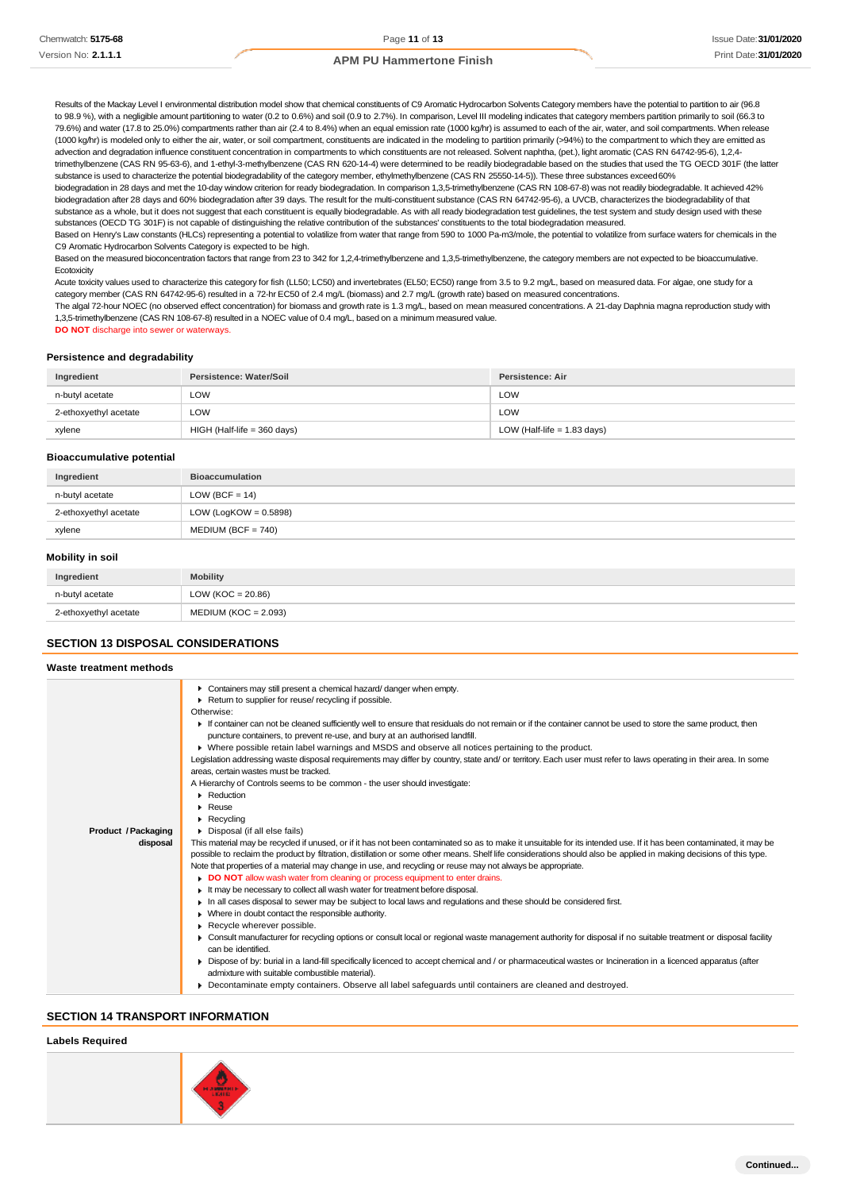Results of the Mackay Level I environmental distribution model show that chemical constituents of C9 Aromatic Hydrocarbon Solvents Category members have the potential to partition to air (96.8 to 98.9 %), with a negligible amount partitioning to water (0.2 to 0.6%) and soil (0.9 to 2.7%). In comparison, Level III modeling indicates that category members partition primarily to soil (66.3 to 79.6%) and water (17.8 to 25.0%) compartments rather than air (2.4 to 8.4%) when an equal emission rate (1000 kg/hr) is assumed to each of the air, water, and soil compartments. When release (1000 kg/hr) is modeled only to either the air, water, or soil compartment, constituents are indicated in the modeling to partition primarily (>94%) to the compartment to which they are emitted as advection and degradation influence constituent concentration in compartments to which constituents are not released. Solvent naphtha, (pet.), light aromatic (CAS RN 64742-95-6), 1,2,4-trimethylbenzene (CAS RN 95-63-6), and 1-ethyl-3-methylbenzene (CAS RN 620-14-4) were determined to be readily biodegradable based on the studies that used the TG OECD 301F (the latter substance is used to characterize the potential biodegradability of the category member, ethylmethylbenzene (CAS RN 25550-14-5)). These three substances exceed 60% biodegradation in 28 days and met the 10-day window criterion for ready biodegradation. In comparison 1,3,5-trimethylbenzene (CAS RN 108-67-8) was not readily biodegradable. It achieved 42% biodegradation after 28 days and 60% biodegradation after 39 days. The result for the multi-constituent substance (CAS RN 64742-95-6), a UVCB, characterizes the biodegradability of that substance as a whole, but it does not suggest that each constituent is equally biodegradable. As with all ready biodegradation test guidelines, the test system and study design used with these substances (OECD TG 301F) is not capable of distinguishing the relative contribution of the substances' constituents to the total biodegradation measured.
Based on Henry's Law constants (HLCs) representing a potential to volatilize from water that range from 590 to 1000 Pa-m3/mole, the potential to volatilize from surface waters for chemicals in the C9 Aromatic Hydrocarbon Solvents Category is expected to be high.
Based on the measured bioconcentration factors that range from 23 to 342 for 1,2,4-trimethylbenzene and 1,3,5-trimethylbenzene, the category members are not expected to be bioaccumulative.
Ecotoxicity
Acute toxicity values used to characterize this category for fish (LL50; LC50) and invertebrates (EL50; EC50) range from 3.5 to 9.2 mg/L, based on measured data. For algae, one study for a category member (CAS RN 64742-95-6) resulted in a 72-hr EC50 of 2.4 mg/L (biomass) and 2.7 mg/L (growth rate) based on measured concentrations.
The algal 72-hour NOEC (no observed effect concentration) for biomass and growth rate is 1.3 mg/L, based on mean measured concentrations. A 21-day Daphnia magna reproduction study with 1,3,5-trimethylbenzene (CAS RN 108-67-8) resulted in a NOEC value of 0.4 mg/L, based on a minimum measured value.
**DO NOT** discharge into sewer or waterways.

### Persistence and degradability

| Ingredient | Persistence: Water/Soil | Persistence: Air |
|---|---|---|
| n-butyl acetate | LOW | LOW |
| 2-ethoxyethyl acetate | LOW | LOW |
| xylene | HIGH (Half-life = 360 days) | LOW (Half-life = 1.83 days) |

### Bioaccumulative potential

| Ingredient | Bioaccumulation |
|---|---|
| n-butyl acetate | LOW (BCF = 14) |
| 2-ethoxyethyl acetate | LOW (LogKOW = 0.5898) |
| xylene | MEDIUM (BCF = 740) |

### Mobility in soil

| Ingredient | Mobility |
|---|---|
| n-butyl acetate | LOW (KOC = 20.86) |
| 2-ethoxyethyl acetate | MEDIUM (KOC = 2.093) |

## SECTION 13 DISPOSAL CONSIDERATIONS

### Waste treatment methods

**Product / Packaging disposal**

- Containers may still present a chemical hazard/ danger when empty.
- Return to supplier for reuse/ recycling if possible.

Otherwise:

- If container can not be cleaned sufficiently well to ensure that residuals do not remain or if the container cannot be used to store the same product, then puncture containers, to prevent re-use, and bury at an authorised landfill.
- Where possible retain label warnings and MSDS and observe all notices pertaining to the product.

Legislation addressing waste disposal requirements may differ by country, state and/ or territory. Each user must refer to laws operating in their area. In some areas, certain wastes must be tracked.

A Hierarchy of Controls seems to be common - the user should investigate:

- Reduction
- Reuse
- Recycling
- Disposal (if all else fails)

This material may be recycled if unused, or if it has not been contaminated so as to make it unsuitable for its intended use. If it has been contaminated, it may be possible to reclaim the product by filtration, distillation or some other means. Shelf life considerations should also be applied in making decisions of this type. Note that properties of a material may change in use, and recycling or reuse may not always be appropriate.

- **DO NOT** allow wash water from cleaning or process equipment to enter drains.
- It may be necessary to collect all wash water for treatment before disposal.
- In all cases disposal to sewer may be subject to local laws and regulations and these should be considered first.
- Where in doubt contact the responsible authority.
- Recycle wherever possible.
- Consult manufacturer for recycling options or consult local or regional waste management authority for disposal if no suitable treatment or disposal facility can be identified.
- Dispose of by: burial in a land-fill specifically licenced to accept chemical and / or pharmaceutical wastes or Incineration in a licenced apparatus (after admixture with suitable combustible material).
- Decontaminate empty containers. Observe all label safeguards until containers are cleaned and destroyed.

## SECTION 14 TRANSPORT INFORMATION

### Labels Required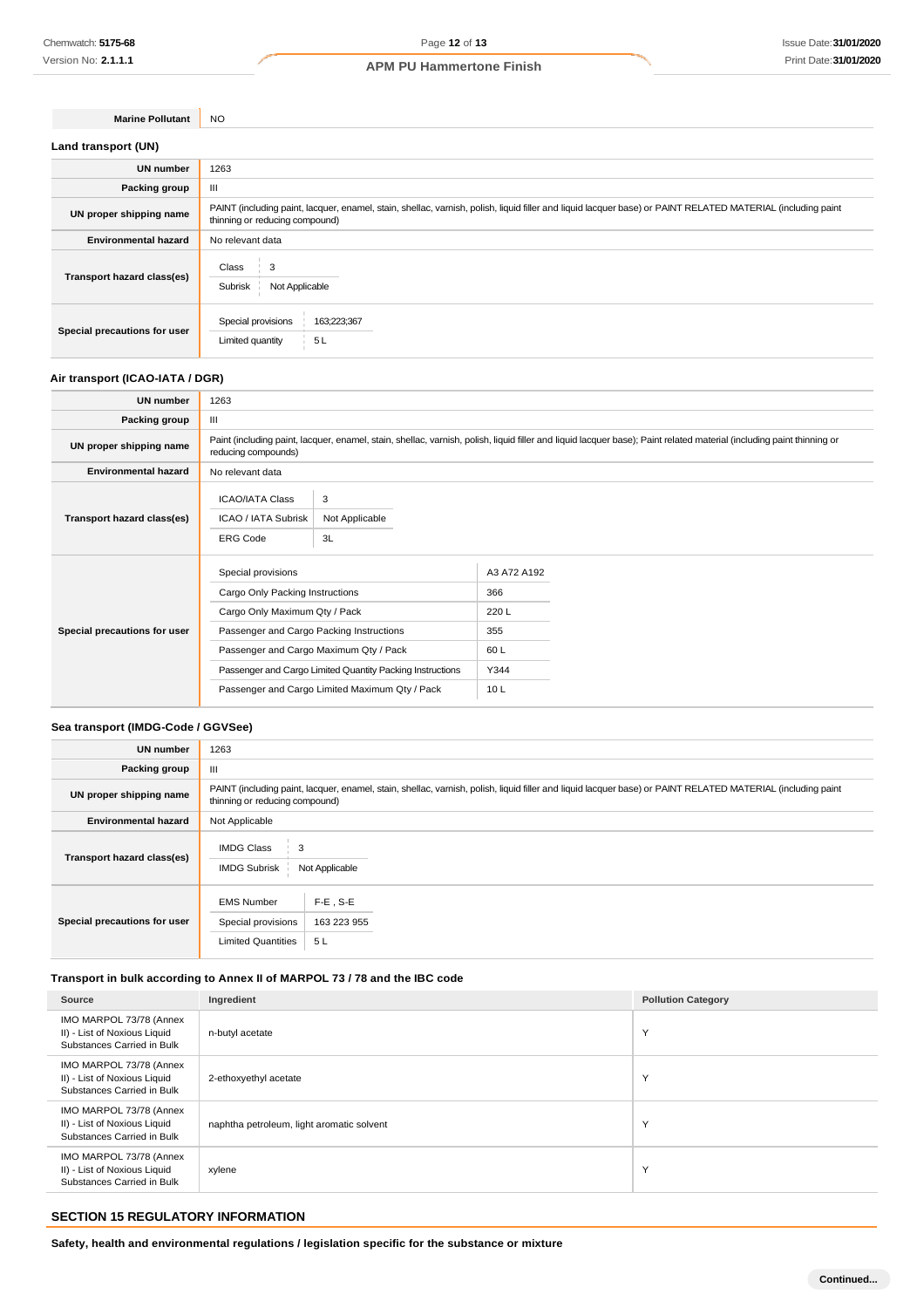| | |
|---|---|
| **Marine Pollutant** | NO |

### Land transport (UN)

| | |
|---|---|
| **UN number** | 1263 |
| **Packing group** | III |
| **UN proper shipping name** | PAINT (including paint, lacquer, enamel, stain, shellac, varnish, polish, liquid filler and liquid lacquer base) or PAINT RELATED MATERIAL (including paint thinning or reducing compound) |
| **Environmental hazard** | No relevant data |
| **Transport hazard class(es)** | Class: 3<br>Subrisk: Not Applicable |
| **Special precautions for user** | Special provisions: 163;223;367<br>Limited quantity: 5 L |

### Air transport (ICAO-IATA / DGR)

| | |
|---|---|
| **UN number** | 1263 |
| **Packing group** | III |
| **UN proper shipping name** | Paint (including paint, lacquer, enamel, stain, shellac, varnish, polish, liquid filler and liquid lacquer base); Paint related material (including paint thinning or reducing compounds) |
| **Environmental hazard** | No relevant data |
| **Transport hazard class(es)** | ICAO/IATA Class: 3<br>ICAO / IATA Subrisk: Not Applicable<br>ERG Code: 3L |
| **Special precautions for user** | Special provisions: A3 A72 A192<br>Cargo Only Packing Instructions: 366<br>Cargo Only Maximum Qty / Pack: 220 L<br>Passenger and Cargo Packing Instructions: 355<br>Passenger and Cargo Maximum Qty / Pack: 60 L<br>Passenger and Cargo Limited Quantity Packing Instructions: Y344<br>Passenger and Cargo Limited Maximum Qty / Pack: 10 L |

### Sea transport (IMDG-Code / GGVSee)

| | |
|---|---|
| **UN number** | 1263 |
| **Packing group** | III |
| **UN proper shipping name** | PAINT (including paint, lacquer, enamel, stain, shellac, varnish, polish, liquid filler and liquid lacquer base) or PAINT RELATED MATERIAL (including paint thinning or reducing compound) |
| **Environmental hazard** | Not Applicable |
| **Transport hazard class(es)** | IMDG Class: 3<br>IMDG Subrisk: Not Applicable |
| **Special precautions for user** | EMS Number: F-E , S-E<br>Special provisions: 163 223 955<br>Limited Quantities: 5 L |

### Transport in bulk according to Annex II of MARPOL 73 / 78 and the IBC code

| Source | Ingredient | Pollution Category |
|---|---|---|
| IMO MARPOL 73/78 (Annex II) - List of Noxious Liquid Substances Carried in Bulk | n-butyl acetate | Y |
| IMO MARPOL 73/78 (Annex II) - List of Noxious Liquid Substances Carried in Bulk | 2-ethoxyethyl acetate | Y |
| IMO MARPOL 73/78 (Annex II) - List of Noxious Liquid Substances Carried in Bulk | naphtha petroleum, light aromatic solvent | Y |
| IMO MARPOL 73/78 (Annex II) - List of Noxious Liquid Substances Carried in Bulk | xylene | Y |

## SECTION 15 REGULATORY INFORMATION

**Safety, health and environmental regulations / legislation specific for the substance or mixture**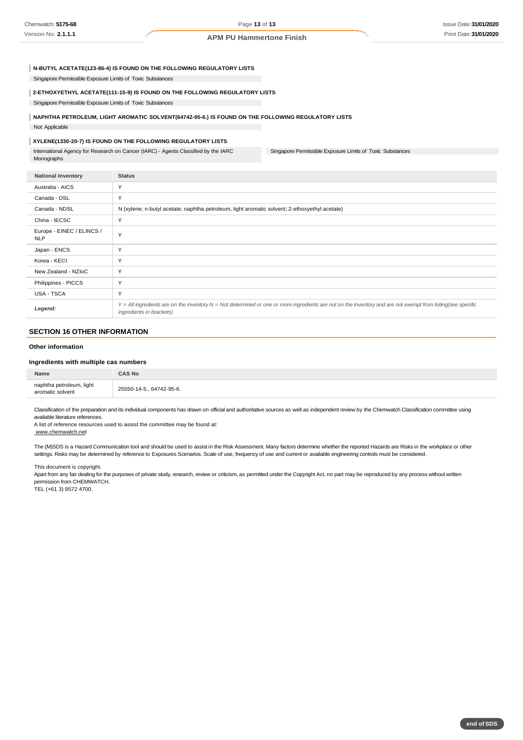### N-BUTYL ACETATE(123-86-4) IS FOUND ON THE FOLLOWING REGULATORY LISTS

Singapore Permissible Exposure Limits of Toxic Substances

### 2-ETHOXYETHYL ACETATE(111-15-9) IS FOUND ON THE FOLLOWING REGULATORY LISTS

Singapore Permissible Exposure Limits of Toxic Substances

### NAPHTHA PETROLEUM, LIGHT AROMATIC SOLVENT(64742-95-6.) IS FOUND ON THE FOLLOWING REGULATORY LISTS

Not Applicable

### XYLENE(1330-20-7) IS FOUND ON THE FOLLOWING REGULATORY LISTS

International Agency for Research on Cancer (IARC) - Agents Classified by the IARC Monographs

Singapore Permissible Exposure Limits of Toxic Substances

| National Inventory | Status |
|---|---|
| Australia - AICS | Y |
| Canada - DSL | Y |
| Canada - NDSL | N (xylene; n-butyl acetate; naphtha petroleum, light aromatic solvent; 2-ethoxyethyl acetate) |
| China - IECSC | Y |
| Europe - EINEC / ELINCS / NLP | Y |
| Japan - ENCS | Y |
| Korea - KECI | Y |
| New Zealand - NZIoC | Y |
| Philippines - PICCS | Y |
| USA - TSCA | Y |
| ***Legend:*** | *Y = All ingredients are on the inventory N = Not determined or one or more ingredients are not on the inventory and are not exempt from listing(see specific ingredients in brackets)* |

## SECTION 16 OTHER INFORMATION

### Other information

### Ingredients with multiple cas numbers

| Name | CAS No |
|---|---|
| naphtha petroleum, light aromatic solvent | 25550-14-5., 64742-95-6. |

Classification of the preparation and its individual components has drawn on official and authoritative sources as well as independent review by the Chemwatch Classification committee using available literature references.
A list of reference resources used to assist the committee may be found at:
www.chemwatch.net

The (M)SDS is a Hazard Communication tool and should be used to assist in the Risk Assessment. Many factors determine whether the reported Hazards are Risks in the workplace or other settings. Risks may be determined by reference to Exposures Scenarios. Scale of use, frequency of use and current or available engineering controls must be considered.

This document is copyright.
Apart from any fair dealing for the purposes of private study, research, review or criticism, as permitted under the Copyright Act, no part may be reproduced by any process without written permission from CHEMWATCH.
TEL (+61 3) 9572 4700.

end of SDS